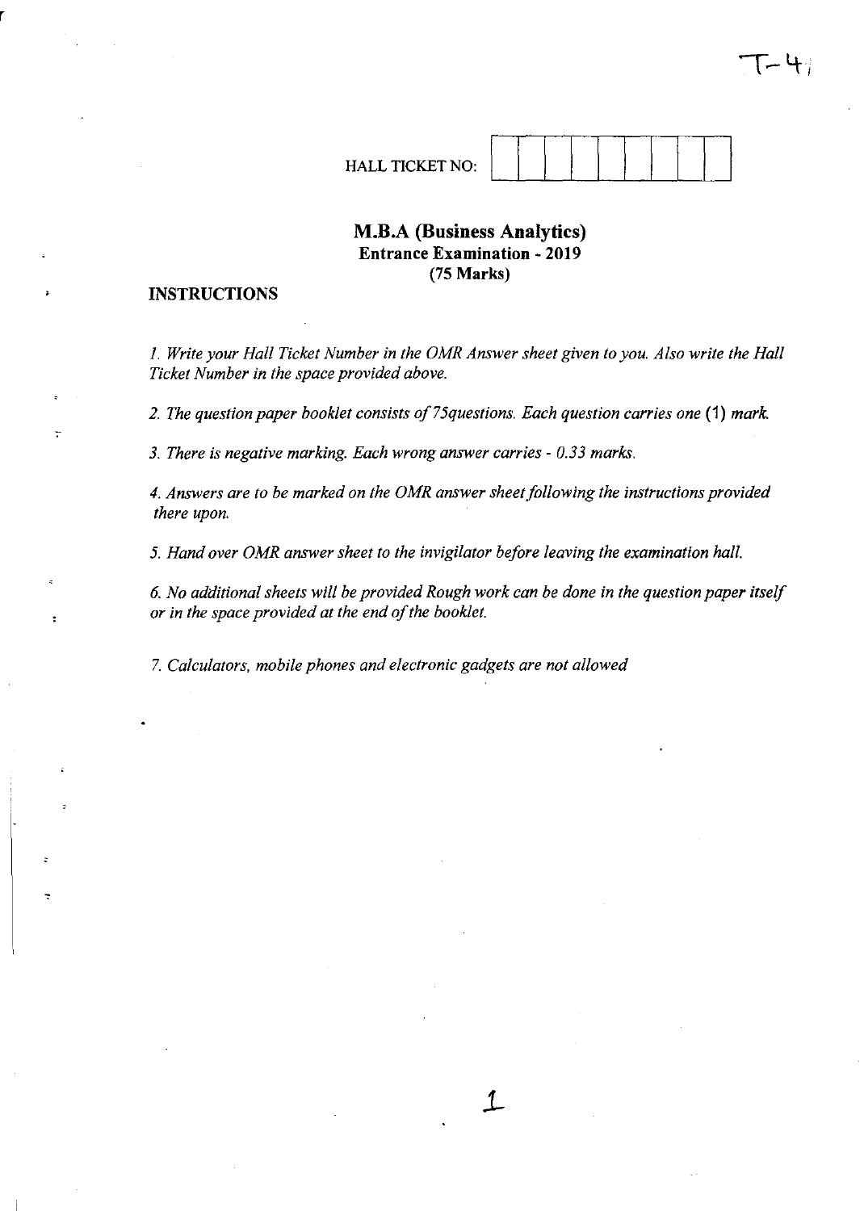T-4

HALL TICKET NO: | | | | | | | | | |

# M.B.A (Business Analytics)

## Entrance Examination - 2019

## (75 Marks)

### INSTRUCTIONS

*1. Write your Hall Ticket Number in the OMR Answer sheet given to you. Also write the Hall Ticket Number in the space provided above.*

*2. The question paper booklet consists of 75questions. Each question carries one (1) mark.*

*3. There is negative marking. Each wrong answer carries - 0.33 marks.*

*4. Answers are to be marked on the OMR answer sheet following the instructions provided there upon.*

*5. Hand over OMR answer sheet to the invigilator before leaving the examination hall.*

*6. No additional sheets will be provided Rough work can be done in the question paper itself or in the space provided at the end of the booklet.*

*7. Calculators, mobile phones and electronic gadgets are not allowed*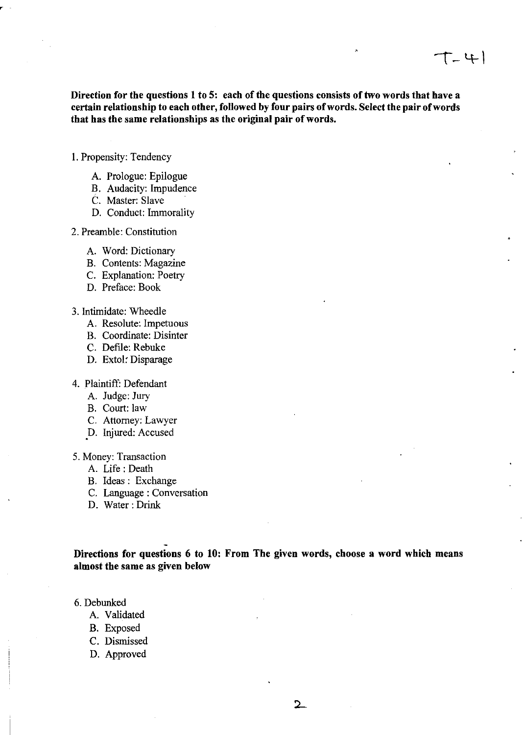**Direction for the questions 1 to 5: each of the questions consists of two words that have a certain relationship to each other, followed by four pairs of words. Select the pair of words that has the same relationships as the original pair of words.**

1. Propensity: Tendency
   - A. Prologue: Epilogue
   - B. Audacity: Impudence
   - C. Master: Slave
   - D. Conduct: Immorality

2. Preamble: Constitution
   - A. Word: Dictionary
   - B. Contents: Magazine
   - C. Explanation: Poetry
   - D. Preface: Book

3. Intimidate: Wheedle
   - A. Resolute: Impetuous
   - B. Coordinate: Disinter
   - C. Defile: Rebuke
   - D. Extol: Disparage

4. Plaintiff: Defendant
   - A. Judge: Jury
   - B. Court: law
   - C. Attorney: Lawyer
   - D. Injured: Accused

5. Money: Transaction
   - A. Life : Death
   - B. Ideas : Exchange
   - C. Language : Conversation
   - D. Water : Drink

**Directions for questions 6 to 10: From The given words, choose a word which means almost the same as given below**

6. Debunked
   - A. Validated
   - B. Exposed
   - C. Dismissed
   - D. Approved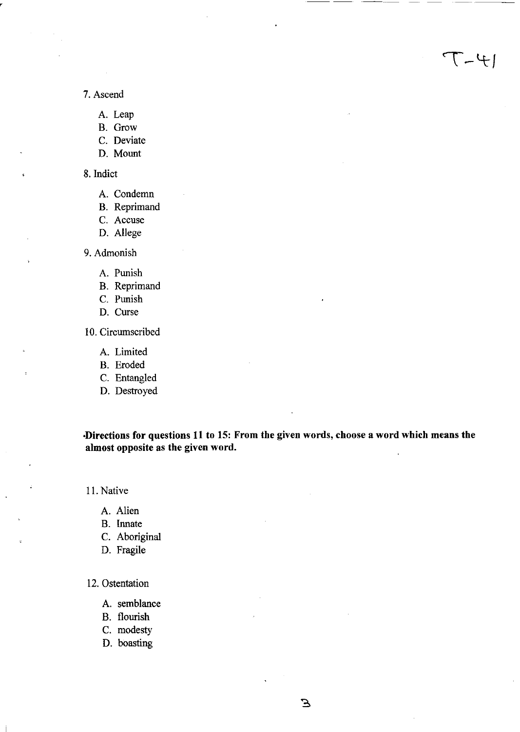T-41

7. Ascend

   A. Leap
   B. Grow
   C. Deviate
   D. Mount

8. Indict

   A. Condemn
   B. Reprimand
   C. Accuse
   D. Allege

9. Admonish

   A. Punish
   B. Reprimand
   C. Punish
   D. Curse

10. Circumscribed

   A. Limited
   B. Eroded
   C. Entangled
   D. Destroyed

**Directions for questions 11 to 15: From the given words, choose a word which means the almost opposite as the given word.**

11. Native

   A. Alien
   B. Innate
   C. Aboriginal
   D. Fragile

12. Ostentation

   A. semblance
   B. flourish
   C. modesty
   D. boasting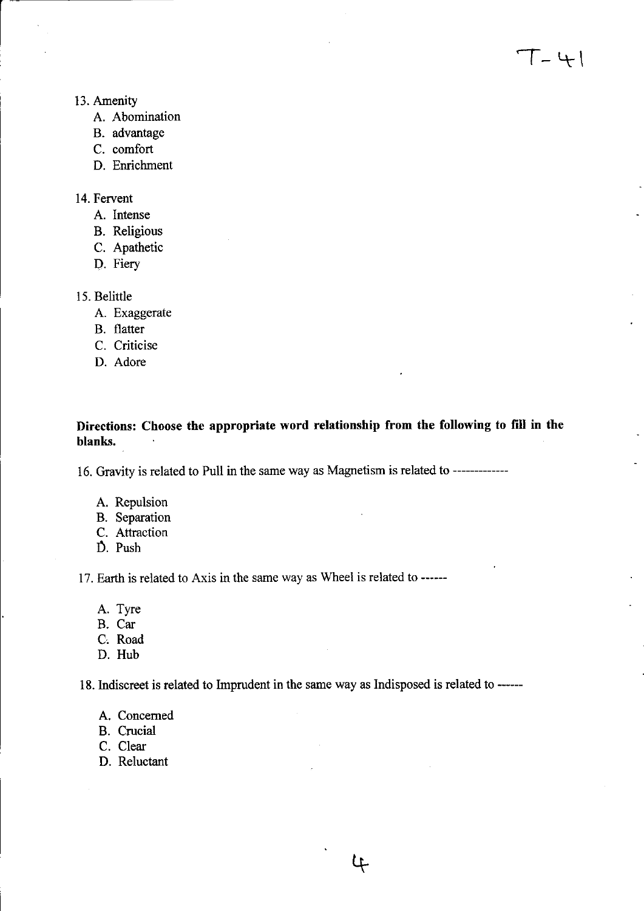13. Amenity
    A. Abomination
    B. advantage
    C. comfort
    D. Enrichment

14. Fervent
    A. Intense
    B. Religious
    C. Apathetic
    D. Fiery

15. Belittle
    A. Exaggerate
    B. flatter
    C. Criticise
    D. Adore

**Directions: Choose the appropriate word relationship from the following to fill in the blanks.**

16. Gravity is related to Pull in the same way as Magnetism is related to -------------

    A. Repulsion
    B. Separation
    C. Attraction
    D. Push

17. Earth is related to Axis in the same way as Wheel is related to ------

    A. Tyre
    B. Car
    C. Road
    D. Hub

18. Indiscreet is related to Imprudent in the same way as Indisposed is related to ------

    A. Concerned
    B. Crucial
    C. Clear
    D. Reluctant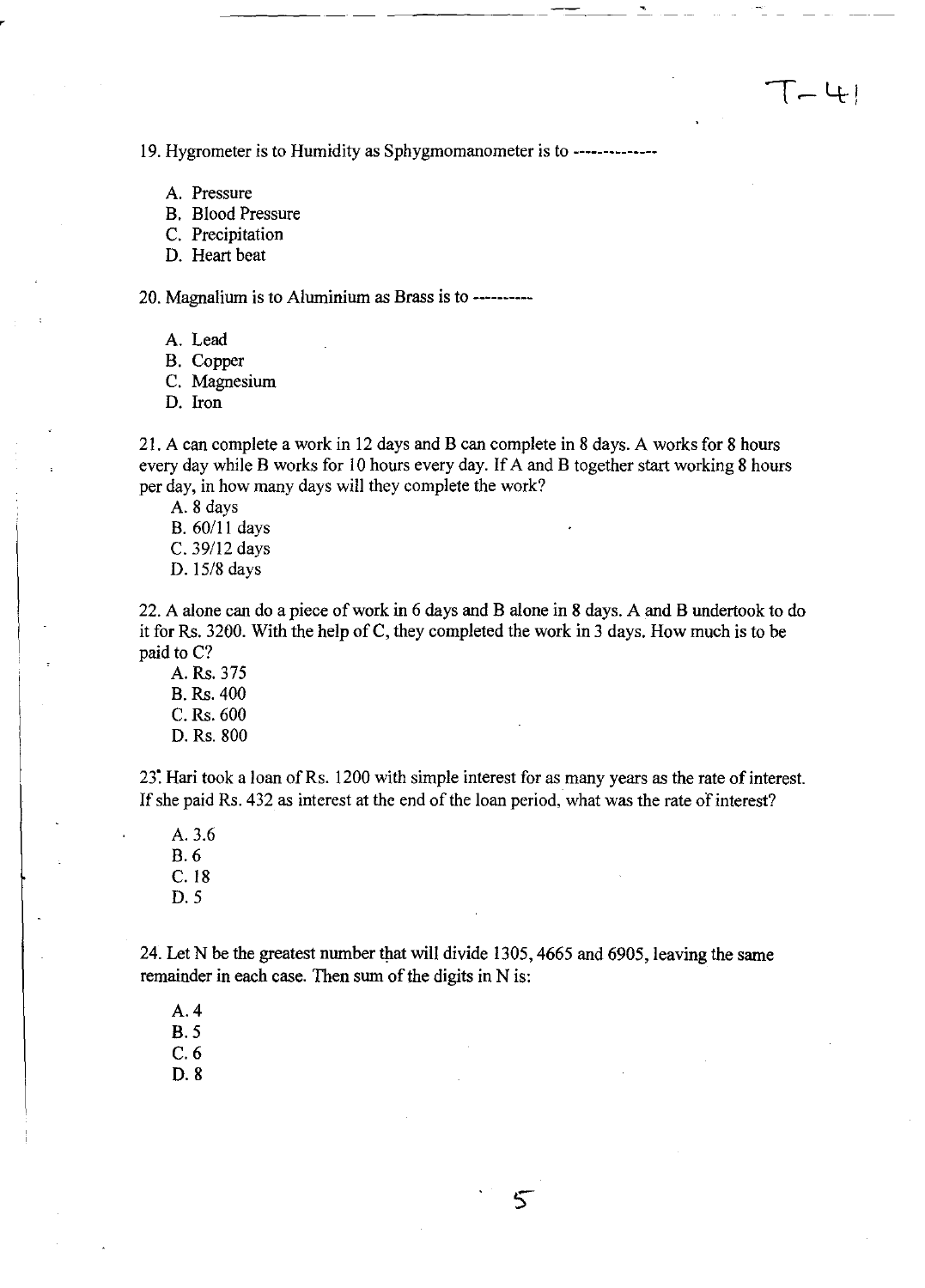19. Hygrometer is to Humidity as Sphygmomanometer is to -------------

A. Pressure
B. Blood Pressure
C. Precipitation
D. Heart beat

20. Magnalium is to Aluminium as Brass is to ---------

A. Lead
B. Copper
C. Magnesium
D. Iron

21. A can complete a work in 12 days and B can complete in 8 days. A works for 8 hours every day while B works for 10 hours every day. If A and B together start working 8 hours per day, in how many days will they complete the work?

A. 8 days
B. 60/11 days
C. 39/12 days
D. 15/8 days

22. A alone can do a piece of work in 6 days and B alone in 8 days. A and B undertook to do it for Rs. 3200. With the help of C, they completed the work in 3 days. How much is to be paid to C?

A. Rs. 375
B. Rs. 400
C. Rs. 600
D. Rs. 800

23. Hari took a loan of Rs. 1200 with simple interest for as many years as the rate of interest. If she paid Rs. 432 as interest at the end of the loan period, what was the rate of interest?

A. 3.6
B. 6
C. 18
D. 5

24. Let N be the greatest number that will divide 1305, 4665 and 6905, leaving the same remainder in each case. Then sum of the digits in N is:

A. 4
B. 5
C. 6
D. 8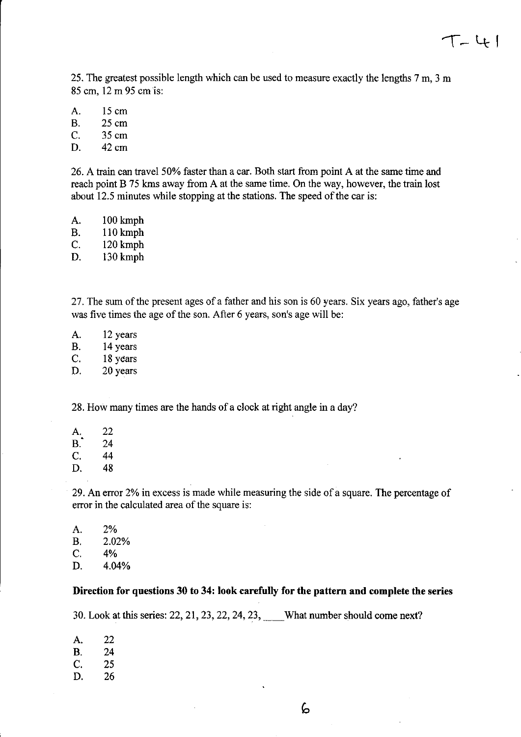25. The greatest possible length which can be used to measure exactly the lengths 7 m, 3 m 85 cm, 12 m 95 cm is:

A. 15 cm
B. 25 cm
C. 35 cm
D. 42 cm

26. A train can travel 50% faster than a car. Both start from point A at the same time and reach point B 75 kms away from A at the same time. On the way, however, the train lost about 12.5 minutes while stopping at the stations. The speed of the car is:

A. 100 kmph
B. 110 kmph
C. 120 kmph
D. 130 kmph

27. The sum of the present ages of a father and his son is 60 years. Six years ago, father's age was five times the age of the son. After 6 years, son's age will be:

A. 12 years
B. 14 years
C. 18 years
D. 20 years

28. How many times are the hands of a clock at right angle in a day?

A. 22
B. 24
C. 44
D. 48

29. An error 2% in excess is made while measuring the side of a square. The percentage of error in the calculated area of the square is:

A. 2%
B. 2.02%
C. 4%
D. 4.04%

**Direction for questions 30 to 34: look carefully for the pattern and complete the series**

30. Look at this series: 22, 21, 23, 22, 24, 23, ____ What number should come next?

A. 22
B. 24
C. 25
D. 26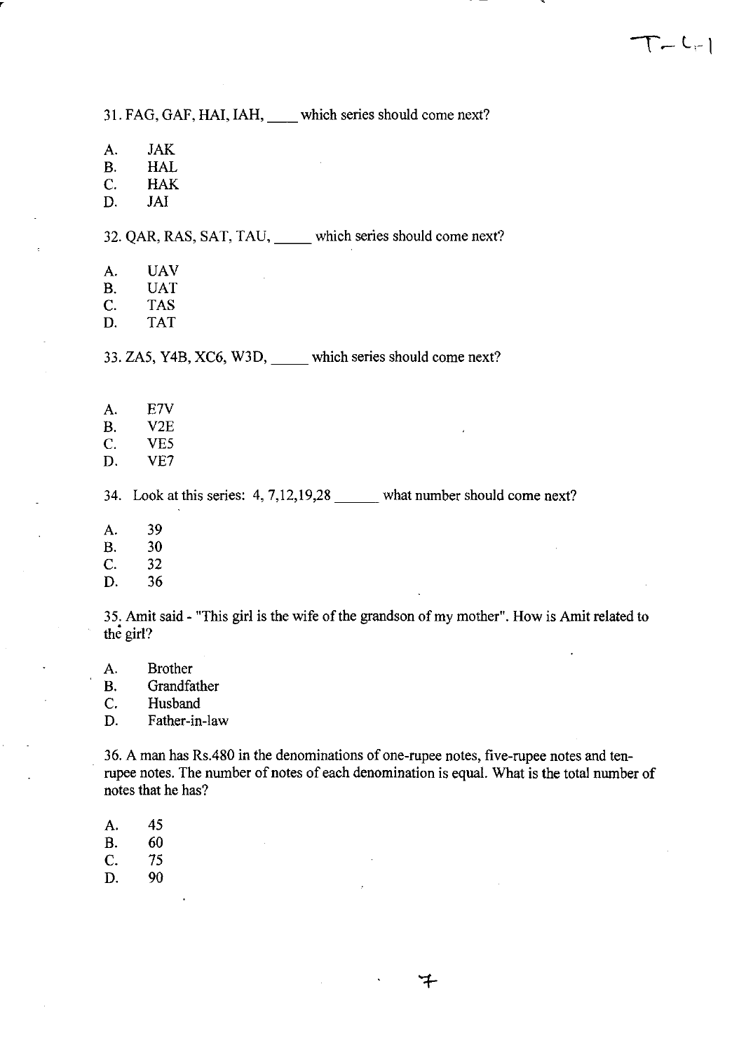31. FAG, GAF, HAI, IAH, ____ which series should come next?

A. JAK
B. HAL
C. HAK
D. JAI

32. QAR, RAS, SAT, TAU, _____ which series should come next?

A. UAV
B. UAT
C. TAS
D. TAT

33. ZA5, Y4B, XC6, W3D, _____ which series should come next?

A. E7V
B. V2E
C. VE5
D. VE7

34. Look at this series: 4, 7,12,19,28 ______ what number should come next?

A. 39
B. 30
C. 32
D. 36

35. Amit said - "This girl is the wife of the grandson of my mother". How is Amit related to the girl?

A. Brother
B. Grandfather
C. Husband
D. Father-in-law

36. A man has Rs.480 in the denominations of one-rupee notes, five-rupee notes and ten-rupee notes. The number of notes of each denomination is equal. What is the total number of notes that he has?

A. 45
B. 60
C. 75
D. 90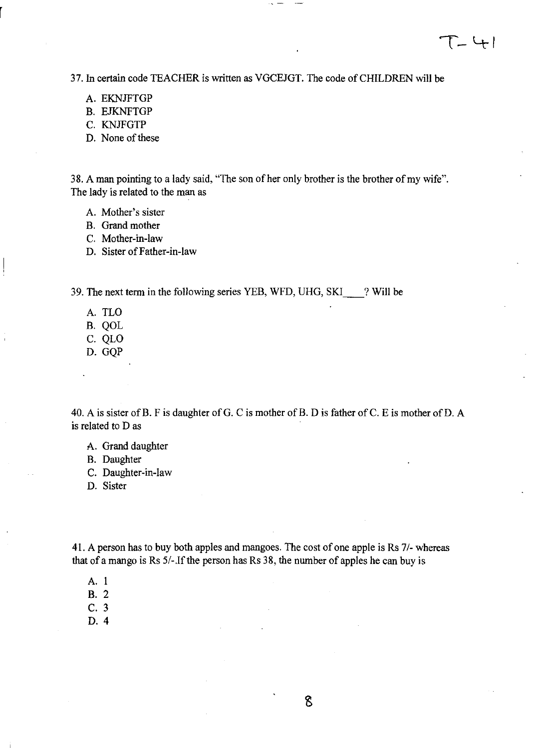37. In certain code TEACHER is written as VGCEJGT. The code of CHILDREN will be

A. EKNJFTGP
B. EJKNFTGP
C. KNJFGTP
D. None of these

38. A man pointing to a lady said, "The son of her only brother is the brother of my wife". The lady is related to the man as

A. Mother's sister
B. Grand mother
C. Mother-in-law
D. Sister of Father-in-law

39. The next term in the following series YEB, WFD, UHG, SKI\_\_\_\_? Will be

A. TLO
B. QOL
C. QLO
D. GQP

40. A is sister of B. F is daughter of G. C is mother of B. D is father of C. E is mother of D. A is related to D as

A. Grand daughter
B. Daughter
C. Daughter-in-law
D. Sister

41. A person has to buy both apples and mangoes. The cost of one apple is Rs 7/- whereas that of a mango is Rs 5/-.If the person has Rs 38, the number of apples he can buy is

A. 1
B. 2
C. 3
D. 4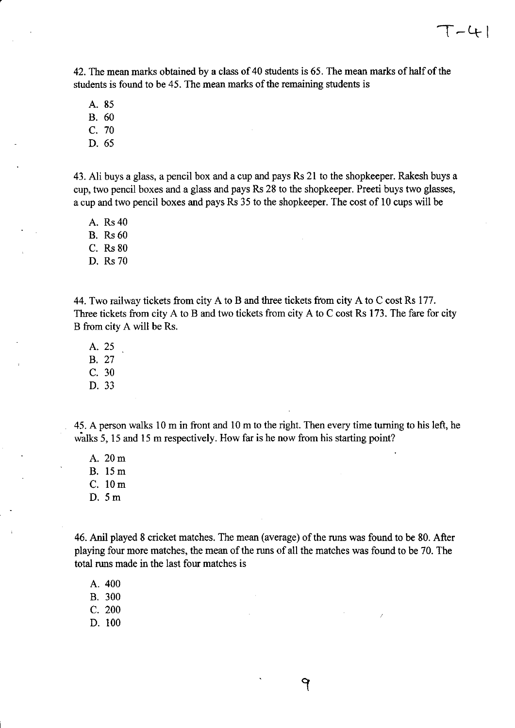42. The mean marks obtained by a class of 40 students is 65. The mean marks of half of the students is found to be 45. The mean marks of the remaining students is

A. 85
B. 60
C. 70
D. 65

43. Ali buys a glass, a pencil box and a cup and pays Rs 21 to the shopkeeper. Rakesh buys a cup, two pencil boxes and a glass and pays Rs 28 to the shopkeeper. Preeti buys two glasses, a cup and two pencil boxes and pays Rs 35 to the shopkeeper. The cost of 10 cups will be

A. Rs 40
B. Rs 60
C. Rs 80
D. Rs 70

44. Two railway tickets from city A to B and three tickets from city A to C cost Rs 177. Three tickets from city A to B and two tickets from city A to C cost Rs 173. The fare for city B from city A will be Rs.

A. 25
B. 27
C. 30
D. 33

45. A person walks 10 m in front and 10 m to the right. Then every time turning to his left, he walks 5, 15 and 15 m respectively. How far is he now from his starting point?

A. 20 m
B. 15 m
C. 10 m
D. 5 m

46. Anil played 8 cricket matches. The mean (average) of the runs was found to be 80. After playing four more matches, the mean of the runs of all the matches was found to be 70. The total runs made in the last four matches is

A. 400
B. 300
C. 200
D. 100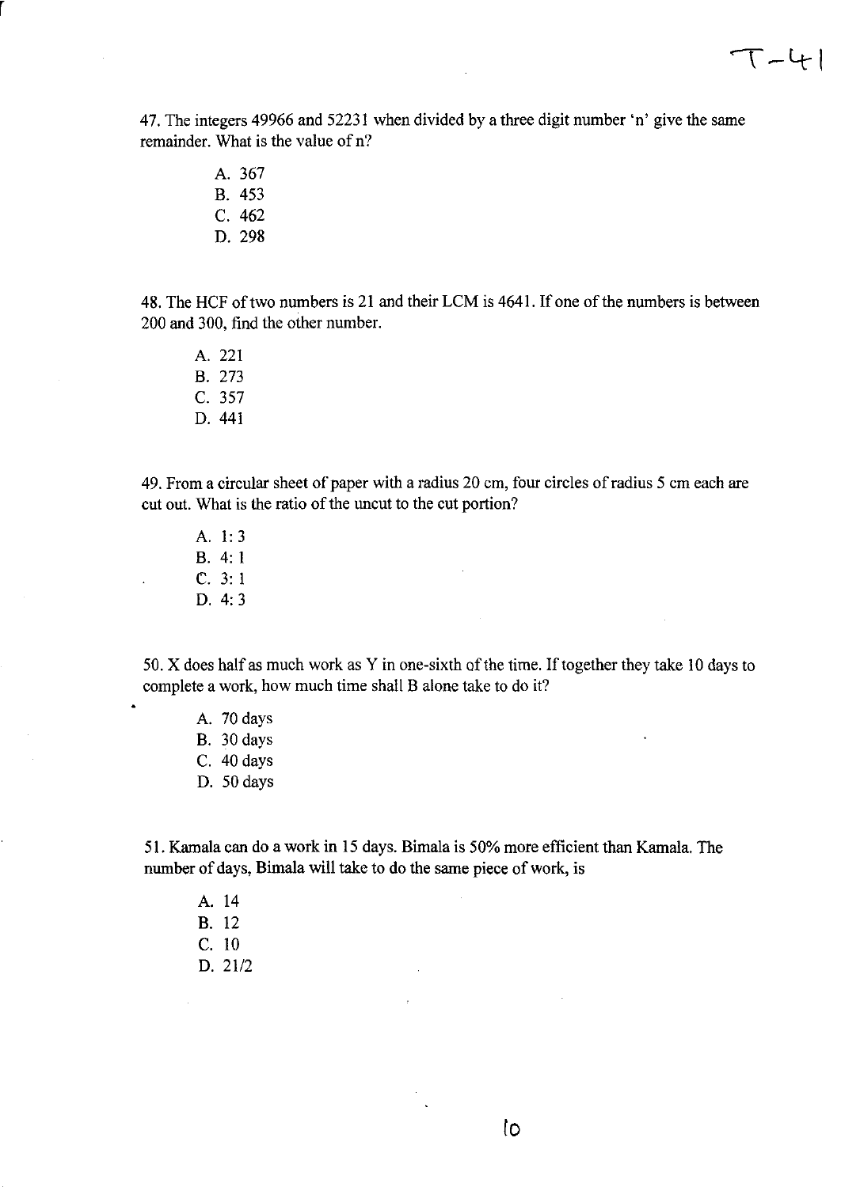47. The integers 49966 and 52231 when divided by a three digit number 'n' give the same remainder. What is the value of n?

A. 367
B. 453
C. 462
D. 298

48. The HCF of two numbers is 21 and their LCM is 4641. If one of the numbers is between 200 and 300, find the other number.

A. 221
B. 273
C. 357
D. 441

49. From a circular sheet of paper with a radius 20 cm, four circles of radius 5 cm each are cut out. What is the ratio of the uncut to the cut portion?

A. 1: 3
B. 4: 1
C. 3: 1
D. 4: 3

50. X does half as much work as Y in one-sixth of the time. If together they take 10 days to complete a work, how much time shall B alone take to do it?

A. 70 days
B. 30 days
C. 40 days
D. 50 days

51. Kamala can do a work in 15 days. Bimala is 50% more efficient than Kamala. The number of days, Bimala will take to do the same piece of work, is

A. 14
B. 12
C. 10
D. 21/2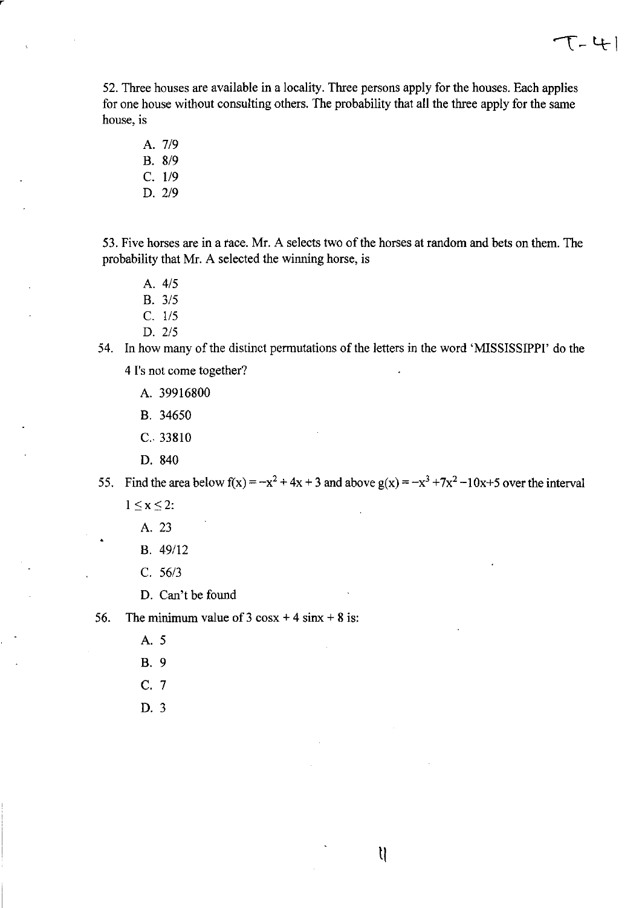52. Three houses are available in a locality. Three persons apply for the houses. Each applies for one house without consulting others. The probability that all the three apply for the same house, is

A. 7/9
B. 8/9
C. 1/9
D. 2/9

53. Five horses are in a race. Mr. A selects two of the horses at random and bets on them. The probability that Mr. A selected the winning horse, is

A. 4/5
B. 3/5
C. 1/5
D. 2/5

54. In how many of the distinct permutations of the letters in the word 'MISSISSIPPI' do the 4 I's not come together?

A. 39916800
B. 34650
C. 33810
D. 840

55. Find the area below $f(x) = -x^2 + 4x + 3$ and above $g(x) = -x^3 + 7x^2 - 10x + 5$ over the interval $1 \leq x \leq 2$:

A. 23
B. 49/12
C. 56/3
D. Can't be found

56. The minimum value of 3 cosx + 4 sinx + 8 is:

A. 5
B. 9
C. 7
D. 3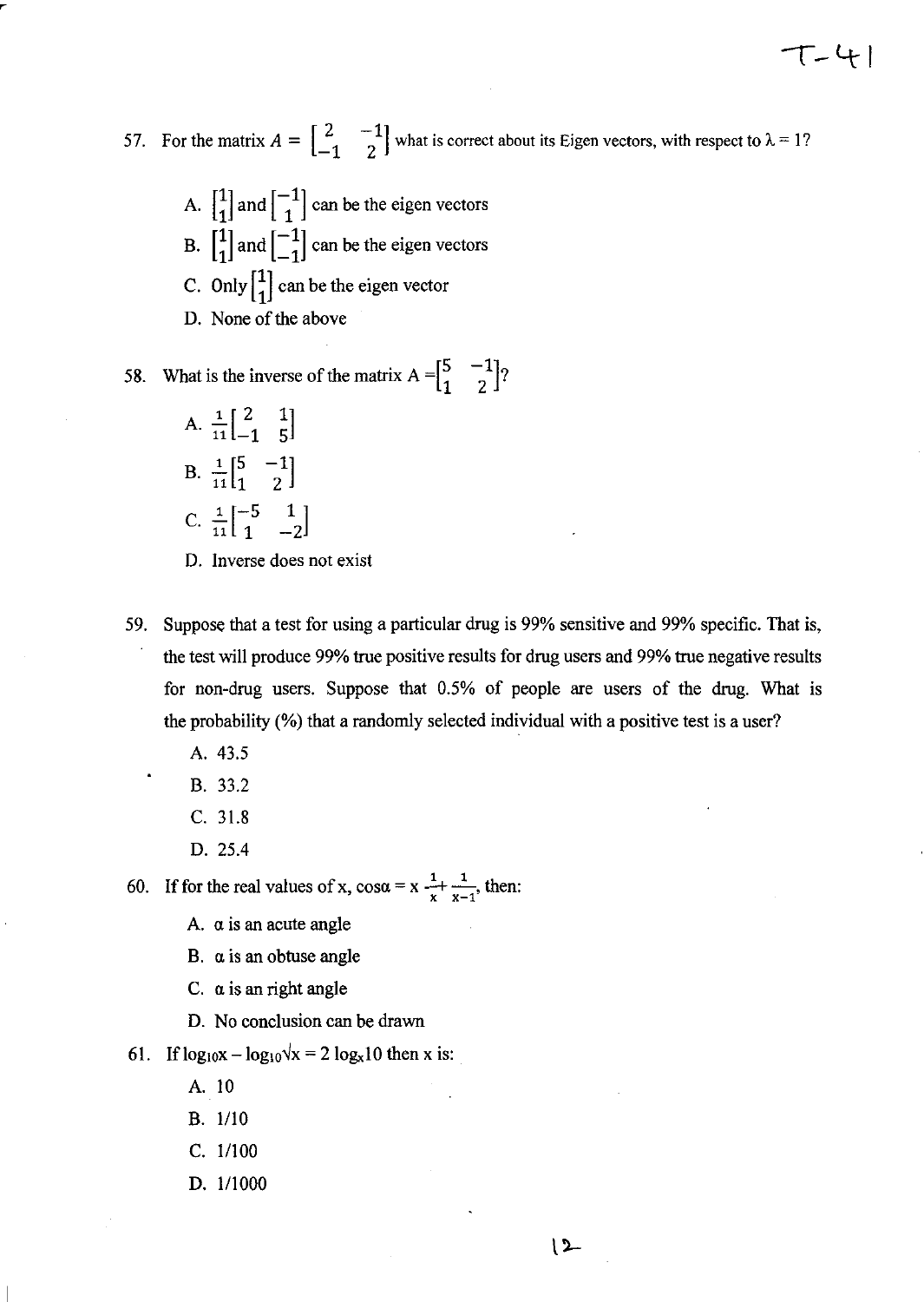57. For the matrix $A = \begin{bmatrix} 2 & -1 \\ -1 & 2 \end{bmatrix}$ what is correct about its Eigen vectors, with respect to $\lambda = 1$?

   A. $\begin{bmatrix} 1 \\ 1 \end{bmatrix}$ and $\begin{bmatrix} -1 \\ 1 \end{bmatrix}$ can be the eigen vectors

   B. $\begin{bmatrix} 1 \\ 1 \end{bmatrix}$ and $\begin{bmatrix} -1 \\ -1 \end{bmatrix}$ can be the eigen vectors

   C. Only $\begin{bmatrix} 1 \\ 1 \end{bmatrix}$ can be the eigen vector

   D. None of the above

58. What is the inverse of the matrix $A = \begin{bmatrix} 5 & -1 \\ 1 & 2 \end{bmatrix}$?

   A. $\frac{1}{11}\begin{bmatrix} 2 & 1 \\ -1 & 5 \end{bmatrix}$

   B. $\frac{1}{11}\begin{bmatrix} 5 & -1 \\ 1 & 2 \end{bmatrix}$

   C. $\frac{1}{11}\begin{bmatrix} -5 & 1 \\ 1 & -2 \end{bmatrix}$

   D. Inverse does not exist

59. Suppose that a test for using a particular drug is 99% sensitive and 99% specific. That is, the test will produce 99% true positive results for drug users and 99% true negative results for non-drug users. Suppose that 0.5% of people are users of the drug. What is the probability (%) that a randomly selected individual with a positive test is a user?

   A. 43.5

   B. 33.2

   C. 31.8

   D. 25.4

60. If for the real values of x, $\cos\alpha = x\,\frac{1}{x} + \frac{1}{x-1}$, then:

   A. α is an acute angle

   B. α is an obtuse angle

   C. α is an right angle

   D. No conclusion can be drawn

61. If $\log_{10}x - \log_{10}\sqrt{x} = 2\log_{x}10$ then x is:

   A. 10

   B. 1/10

   C. 1/100

   D. 1/1000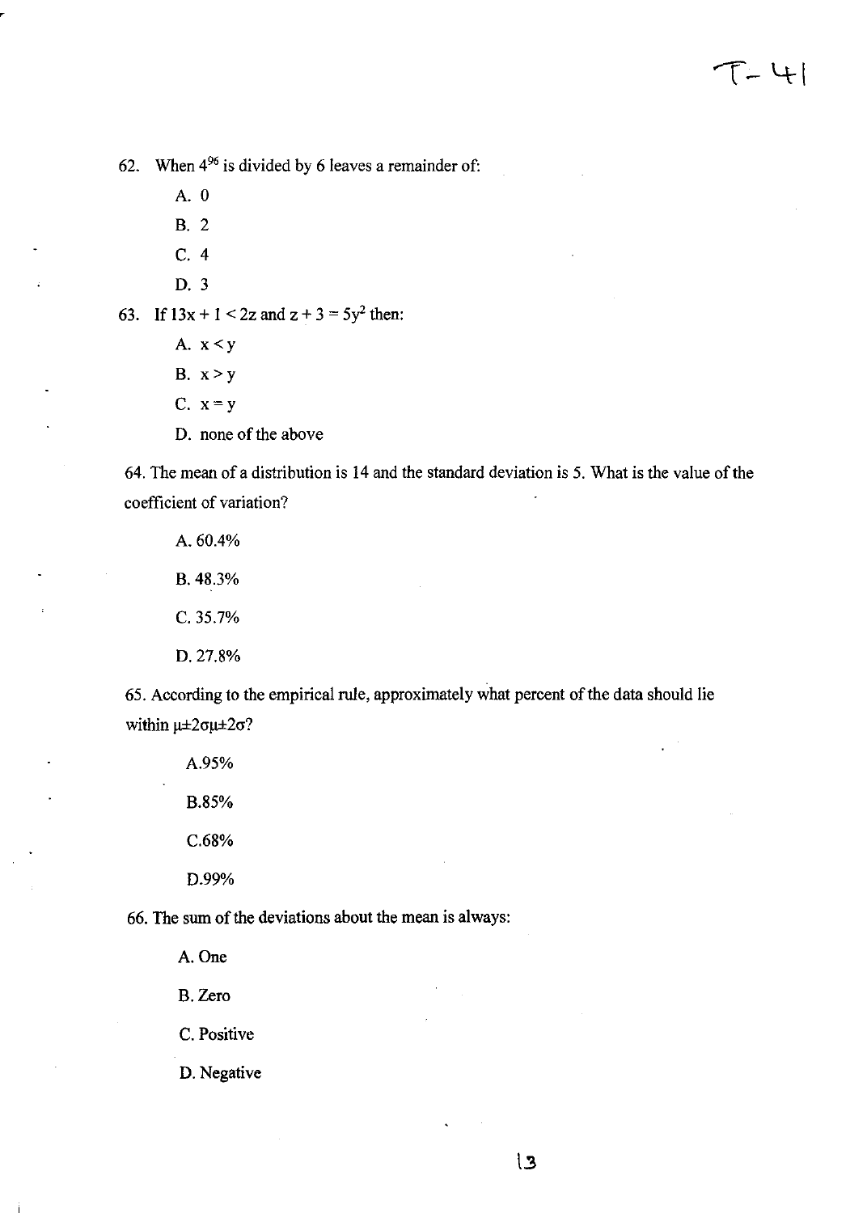62. When $4^{96}$ is divided by 6 leaves a remainder of:

A. 0

B. 2

C. 4

D. 3

63. If $13x + 1 < 2z$ and $z + 3 = 5y^2$ then:

A. $x < y$

B. $x > y$

C. $x = y$

D. none of the above

64. The mean of a distribution is 14 and the standard deviation is 5. What is the value of the coefficient of variation?

A. 60.4%

B. 48.3%

C. 35.7%

D. 27.8%

65. According to the empirical rule, approximately what percent of the data should lie within $\mu \pm 2\sigma\mu \pm 2\sigma$?

A.95%

B.85%

C.68%

D.99%

66. The sum of the deviations about the mean is always:

A. One

B. Zero

C. Positive

D. Negative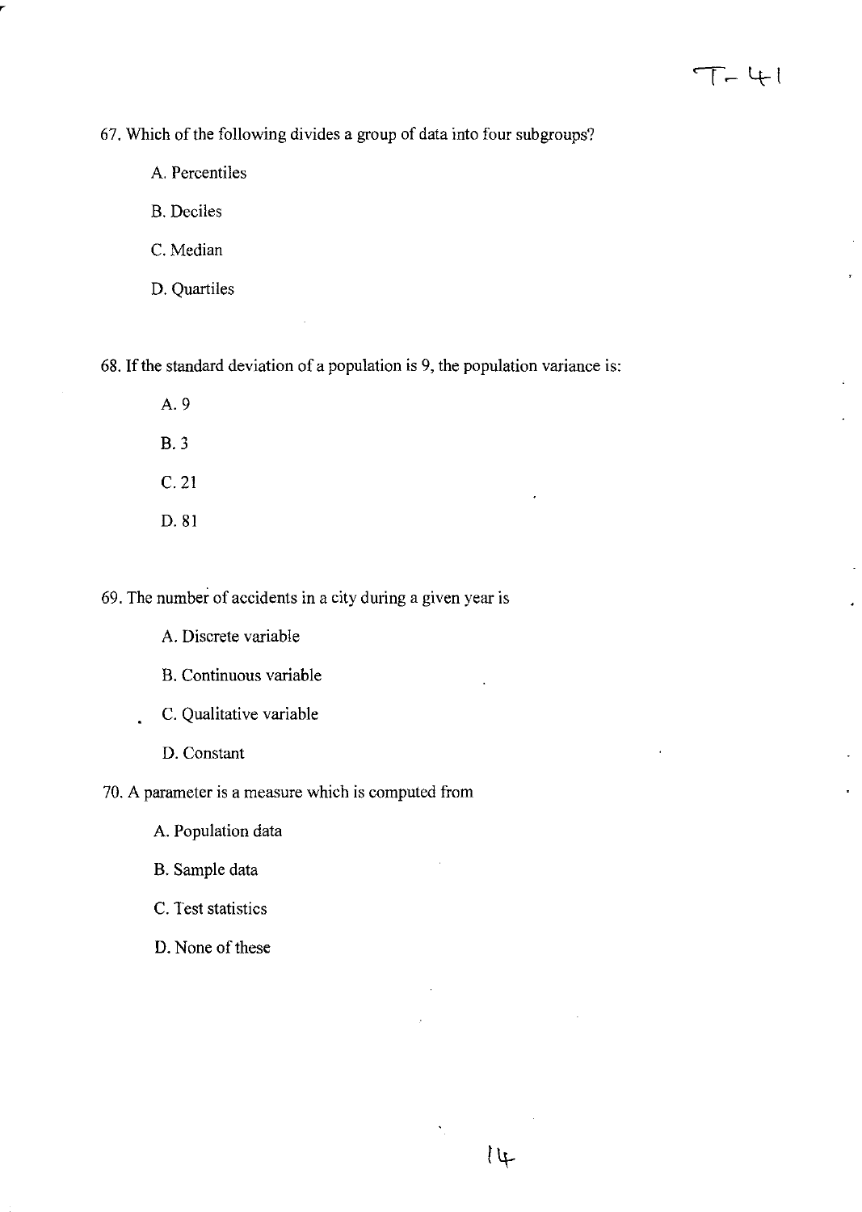67. Which of the following divides a group of data into four subgroups?

A. Percentiles

B. Deciles

C. Median

D. Quartiles

68. If the standard deviation of a population is 9, the population variance is:

A. 9

B. 3

C. 21

D. 81

69. The number of accidents in a city during a given year is

A. Discrete variable

B. Continuous variable

C. Qualitative variable

D. Constant

70. A parameter is a measure which is computed from

A. Population data

B. Sample data

C. Test statistics

D. None of these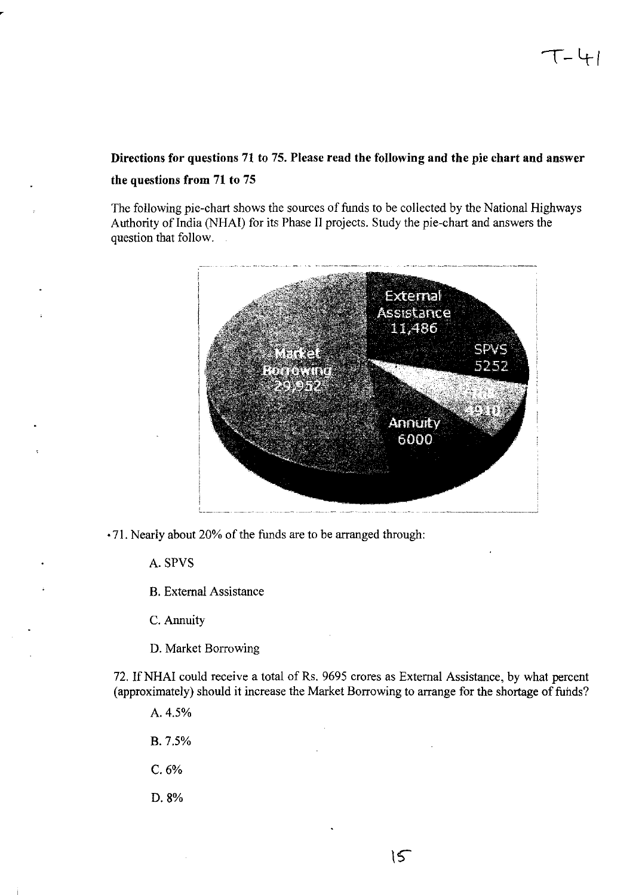**Directions for questions 71 to 75. Please read the following and the pie chart and answer the questions from 71 to 75**

The following pie-chart shows the sources of funds to be collected by the National Highways Authority of India (NHAI) for its Phase II projects. Study the pie-chart and answers the question that follow.

71. Nearly about 20% of the funds are to be arranged through:

A. SPVS

B. External Assistance

C. Annuity

D. Market Borrowing

72. If NHAI could receive a total of Rs. 9695 crores as External Assistance, by what percent (approximately) should it increase the Market Borrowing to arrange for the shortage of funds?

A. 4.5%

B. 7.5%

C. 6%

D. 8%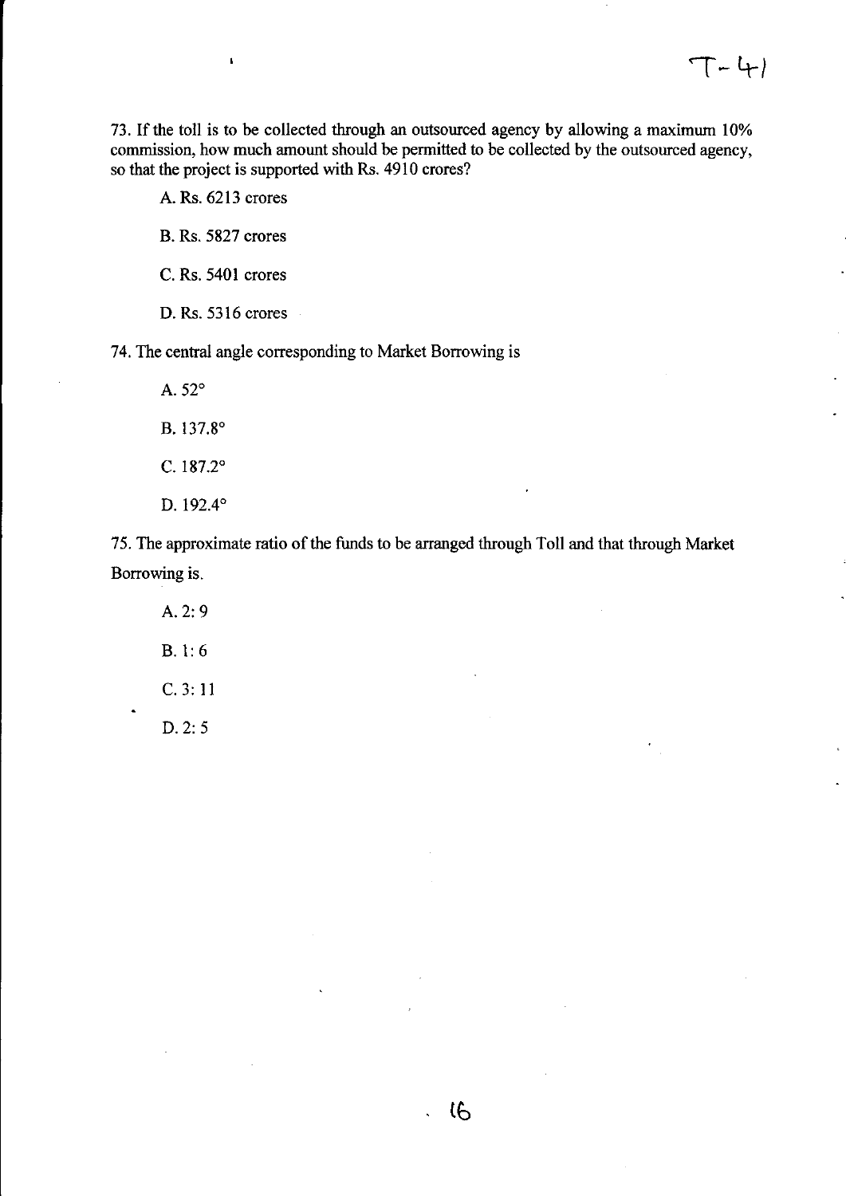73. If the toll is to be collected through an outsourced agency by allowing a maximum 10% commission, how much amount should be permitted to be collected by the outsourced agency, so that the project is supported with Rs. 4910 crores?

A. Rs. 6213 crores

B. Rs. 5827 crores

C. Rs. 5401 crores

D. Rs. 5316 crores

74. The central angle corresponding to Market Borrowing is

A. 52°

B. 137.8°

C. 187.2°

D. 192.4°

75. The approximate ratio of the funds to be arranged through Toll and that through Market Borrowing is.

A. 2: 9

B. 1: 6

C. 3: 11

D. 2: 5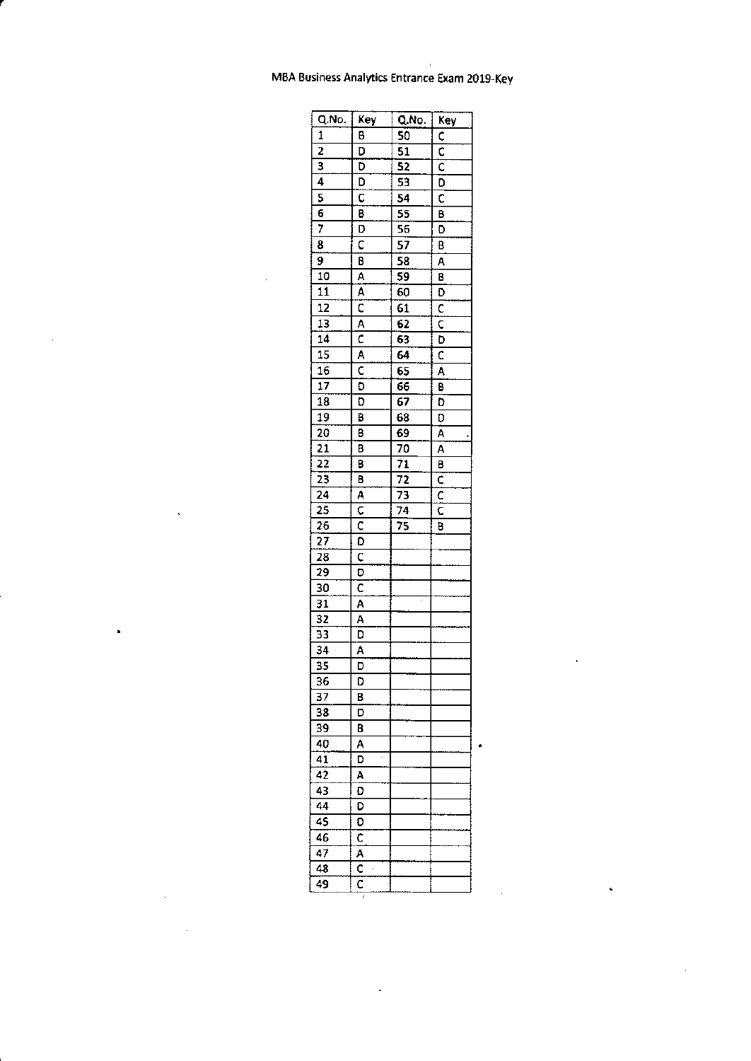MBA Business Analytics Entrance Exam 2019-Key

| Q.No. | Key | Q.No. | Key |
|---|---|---|---|
| 1 | B | 50 | C |
| 2 | D | 51 | C |
| 3 | D | 52 | C |
| 4 | D | 53 | D |
| 5 | C | 54 | C |
| 6 | B | 55 | B |
| 7 | D | 56 | D |
| 8 | C | 57 | B |
| 9 | B | 58 | A |
| 10 | A | 59 | B |
| 11 | A | 60 | D |
| 12 | C | 61 | C |
| 13 | A | 62 | C |
| 14 | C | 63 | D |
| 15 | A | 64 | C |
| 16 | C | 65 | A |
| 17 | D | 66 | B |
| 18 | D | 67 | D |
| 19 | B | 68 | D |
| 20 | B | 69 | A |
| 21 | B | 70 | A |
| 22 | B | 71 | B |
| 23 | B | 72 | C |
| 24 | A | 73 | C |
| 25 | C | 74 | C |
| 26 | C | 75 | B |
| 27 | D | | |
| 28 | C | | |
| 29 | D | | |
| 30 | C | | |
| 31 | A | | |
| 32 | A | | |
| 33 | D | | |
| 34 | A | | |
| 35 | D | | |
| 36 | D | | |
| 37 | B | | |
| 38 | D | | |
| 39 | B | | |
| 40 | A | | |
| 41 | D | | |
| 42 | A | | |
| 43 | D | | |
| 44 | D | | |
| 45 | D | | |
| 46 | C | | |
| 47 | A | | |
| 48 | C | | |
| 49 | C | | |